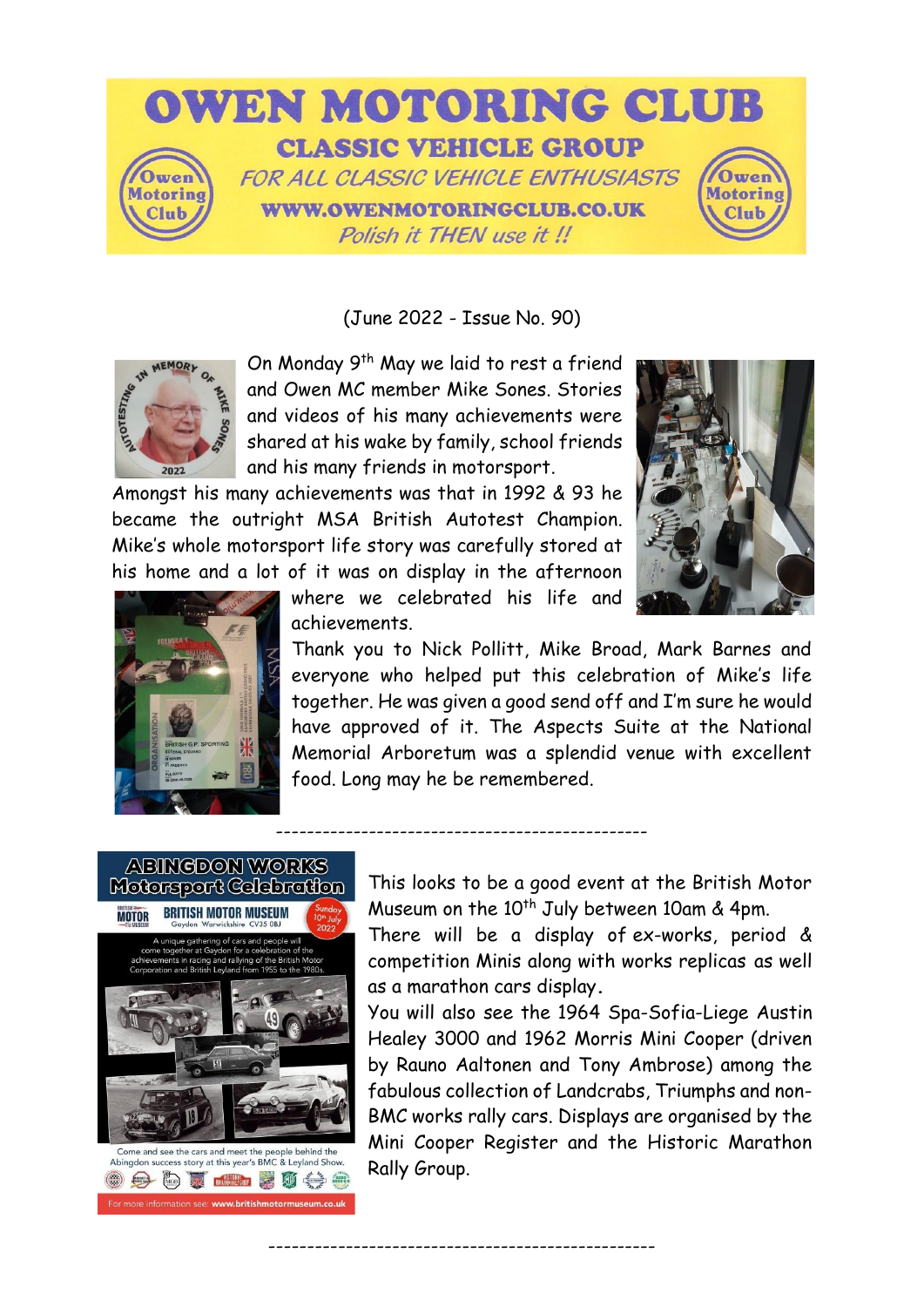# OWEN MOTORING CLUB

## CLASSIC VEHICLE GROUP

*FOR ALL CLASSIC VEHICLE ENTHUSIASTS*

**WWW.OWENMOTORINGCLUB.CO.UK**

*Polish it THEN use it !!*

(June 2022 - Issue No. 90)

On Monday 9th May we laid to rest a friend and Owen MC member Mike Sones. Stories and videos of his many achievements were shared at his wake by family, school friends and his many friends in motorsport.

Amongst his many achievements was that in 1992 & 93 he became the outright MSA British Autotest Champion. Mike's whole motorsport life story was carefully stored at his home and a lot of it was on display in the afternoon where we celebrated his life and achievements.

Thank you to Nick Pollitt, Mike Broad, Mark Barnes and everyone who helped put this celebration of Mike's life together. He was given a good send off and I'm sure he would have approved of it. The Aspects Suite at the National Memorial Arboretum was a splendid venue with excellent food. Long may he be remembered.

---

This looks to be a good event at the British Motor Museum on the 10th July between 10am & 4pm.

There will be a display of ex-works, period & competition Minis along with works replicas as well as a marathon cars display.

You will also see the 1964 Spa-Sofia-Liege Austin Healey 3000 and 1962 Morris Mini Cooper (driven by Rauno Aaltonen and Tony Ambrose) among the fabulous collection of Landcrabs, Triumphs and non-BMC works rally cars. Displays are organised by the Mini Cooper Register and the Historic Marathon Rally Group.

---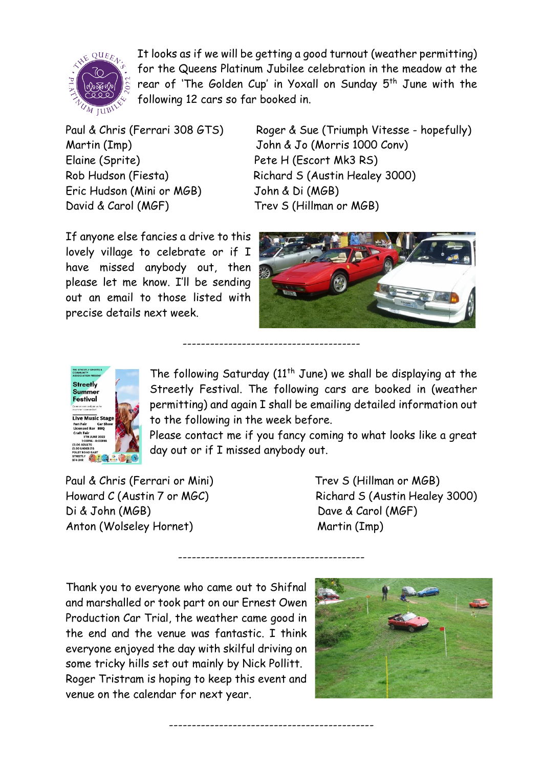It looks as if we will be getting a good turnout (weather permitting) for the Queens Platinum Jubilee celebration in the meadow at the rear of 'The Golden Cup' in Yoxall on Sunday 5th June with the following 12 cars so far booked in.

Paul & Chris (Ferrari 308 GTS)
Martin (Imp)
Elaine (Sprite)
Rob Hudson (Fiesta)
Eric Hudson (Mini or MGB)
David & Carol (MGF)
Roger & Sue (Triumph Vitesse - hopefully)
John & Jo (Morris 1000 Conv)
Pete H (Escort Mk3 RS)
Richard S (Austin Healey 3000)
John & Di (MGB)
Trev S (Hillman or MGB)

If anyone else fancies a drive to this lovely village to celebrate or if I have missed anybody out, then please let me know. I'll be sending out an email to those listed with precise details next week.

---

The following Saturday (11th June) we shall be displaying at the Streetly Festival. The following cars are booked in (weather permitting) and again I shall be emailing detailed information out to the following in the week before.

Please contact me if you fancy coming to what looks like a great day out or if I missed anybody out.

Paul & Chris (Ferrari or Mini)
Howard C (Austin 7 or MGC)
Di & John (MGB)
Anton (Wolseley Hornet)
Trev S (Hillman or MGB)
Richard S (Austin Healey 3000)
Dave & Carol (MGF)
Martin (Imp)

---

Thank you to everyone who came out to Shifnal and marshalled or took part on our Ernest Owen Production Car Trial, the weather came good in the end and the venue was fantastic. I think everyone enjoyed the day with skilful driving on some tricky hills set out mainly by Nick Pollitt. Roger Tristram is hoping to keep this event and venue on the calendar for next year.

---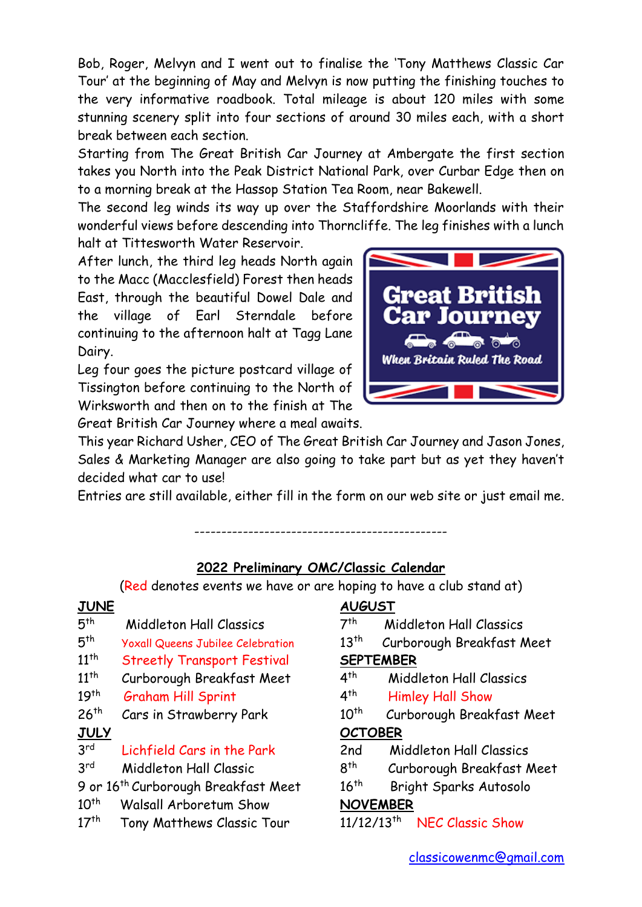Bob, Roger, Melvyn and I went out to finalise the 'Tony Matthews Classic Car Tour' at the beginning of May and Melvyn is now putting the finishing touches to the very informative roadbook. Total mileage is about 120 miles with some stunning scenery split into four sections of around 30 miles each, with a short break between each section.

Starting from The Great British Car Journey at Ambergate the first section takes you North into the Peak District National Park, over Curbar Edge then on to a morning break at the Hassop Station Tea Room, near Bakewell.

The second leg winds its way up over the Staffordshire Moorlands with their wonderful views before descending into Thorncliffe. The leg finishes with a lunch halt at Tittesworth Water Reservoir.

After lunch, the third leg heads North again to the Macc (Macclesfield) Forest then heads East, through the beautiful Dowel Dale and the village of Earl Sterndale before continuing to the afternoon halt at Tagg Lane Dairy.

Leg four goes the picture postcard village of Tissington before continuing to the North of Wirksworth and then on to the finish at The Great British Car Journey where a meal awaits.

**Great British Car Journey**
*When Britain Ruled The Road*

This year Richard Usher, CEO of The Great British Car Journey and Jason Jones, Sales & Marketing Manager are also going to take part but as yet they haven't decided what car to use!

Entries are still available, either fill in the form on our web site or just email me.

-----------------------------------------------

## 2022 Preliminary OMC/Classic Calendar

(Red denotes events we have or are hoping to have a club stand at)

**JUNE**

- 5th Middleton Hall Classics
- 5th Yoxall Queens Jubilee Celebration
- 11th Streetly Transport Festival
- 11th Curborough Breakfast Meet
- 19th Graham Hill Sprint
- 26th Cars in Strawberry Park

**JULY**

- 3rd Lichfield Cars in the Park
- 3rd Middleton Hall Classic
- 9 or 16th Curborough Breakfast Meet
- 10th Walsall Arboretum Show
- 17th Tony Matthews Classic Tour

**AUGUST**

- 7th Middleton Hall Classics
- 13th Curborough Breakfast Meet

**SEPTEMBER**

- 4th Middleton Hall Classics
- 4th Himley Hall Show
- 10th Curborough Breakfast Meet

**OCTOBER**

- 2nd Middleton Hall Classics
- 8th Curborough Breakfast Meet
- 16th Bright Sparks Autosolo

**NOVEMBER**

- 11/12/13th NEC Classic Show

classicowenmc@gmail.com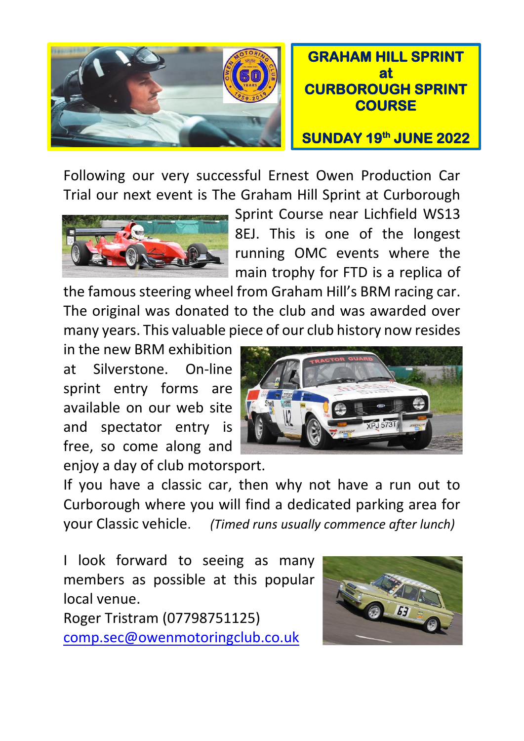# GRAHAM HILL SPRINT at CURBOROUGH SPRINT COURSE

## SUNDAY 19th JUNE 2022

Following our very successful Ernest Owen Production Car Trial our next event is The Graham Hill Sprint at Curborough Sprint Course near Lichfield WS13 8EJ. This is one of the longest running OMC events where the main trophy for FTD is a replica of the famous steering wheel from Graham Hill's BRM racing car. The original was donated to the club and was awarded over many years. This valuable piece of our club history now resides in the new BRM exhibition at Silverstone. On-line sprint entry forms are available on our web site and spectator entry is free, so come along and enjoy a day of club motorsport.

If you have a classic car, then why not have a run out to Curborough where you will find a dedicated parking area for your Classic vehicle. *(Timed runs usually commence after lunch)*

I look forward to seeing as many members as possible at this popular local venue.

Roger Tristram (07798751125)

comp.sec@owenmotoringclub.co.uk